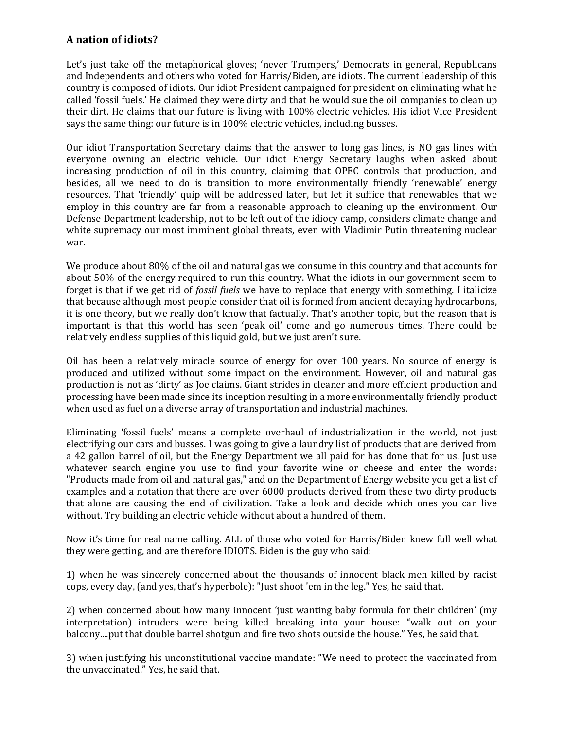## A nation of idiots?

Let's just take off the metaphorical gloves; 'never Trumpers,' Democrats in general, Republicans and Independents and others who voted for Harris/Biden, are idiots. The current leadership of this country is composed of idiots. Our idiot President campaigned for president on eliminating what he called 'fossil fuels.' He claimed they were dirty and that he would sue the oil companies to clean up their dirt. He claims that our future is living with 100% electric vehicles. His idiot Vice President says the same thing: our future is in 100% electric vehicles, including busses.

Our idiot Transportation Secretary claims that the answer to long gas lines, is NO gas lines with everyone owning an electric vehicle. Our idiot Energy Secretary laughs when asked about increasing production of oil in this country, claiming that OPEC controls that production, and besides, all we need to do is transition to more environmentally friendly 'renewable' energy resources. That 'friendly' quip will be addressed later, but let it suffice that renewables that we employ in this country are far from a reasonable approach to cleaning up the environment. Our Defense Department leadership, not to be left out of the idiocy camp, considers climate change and white supremacy our most imminent global threats, even with Vladimir Putin threatening nuclear war.

We produce about 80% of the oil and natural gas we consume in this country and that accounts for about 50% of the energy required to run this country. What the idiots in our government seem to forget is that if we get rid of *fossil fuels* we have to replace that energy with something. I italicize that because although most people consider that oil is formed from ancient decaying hydrocarbons, it is one theory, but we really don't know that factually. That's another topic, but the reason that is important is that this world has seen 'peak oil' come and go numerous times. There could be relatively endless supplies of this liquid gold, but we just aren't sure.

Oil has been a relatively miracle source of energy for over 100 years. No source of energy is produced and utilized without some impact on the environment. However, oil and natural gas production is not as 'dirty' as Joe claims. Giant strides in cleaner and more efficient production and processing have been made since its inception resulting in a more environmentally friendly product when used as fuel on a diverse array of transportation and industrial machines.

Eliminating 'fossil fuels' means a complete overhaul of industrialization in the world, not just electrifying our cars and busses. I was going to give a laundry list of products that are derived from a 42 gallon barrel of oil, but the Energy Department we all paid for has done that for us. Just use whatever search engine you use to find your favorite wine or cheese and enter the words: "Products made from oil and natural gas," and on the Department of Energy website you get a list of examples and a notation that there are over 6000 products derived from these two dirty products that alone are causing the end of civilization. Take a look and decide which ones you can live without. Try building an electric vehicle without about a hundred of them.

Now it's time for real name calling. ALL of those who voted for Harris/Biden knew full well what they were getting, and are therefore IDIOTS. Biden is the guy who said:

1) when he was sincerely concerned about the thousands of innocent black men killed by racist cops, every day, (and yes, that's hyperbole): "Just shoot 'em in the leg." Yes, he said that.

2) when concerned about how many innocent 'just wanting baby formula for their children' (my interpretation) intruders were being killed breaking into your house: "walk out on your balcony....put that double barrel shotgun and fire two shots outside the house." Yes, he said that.

3) when justifying his unconstitutional vaccine mandate: "We need to protect the vaccinated from the unvaccinated." Yes, he said that.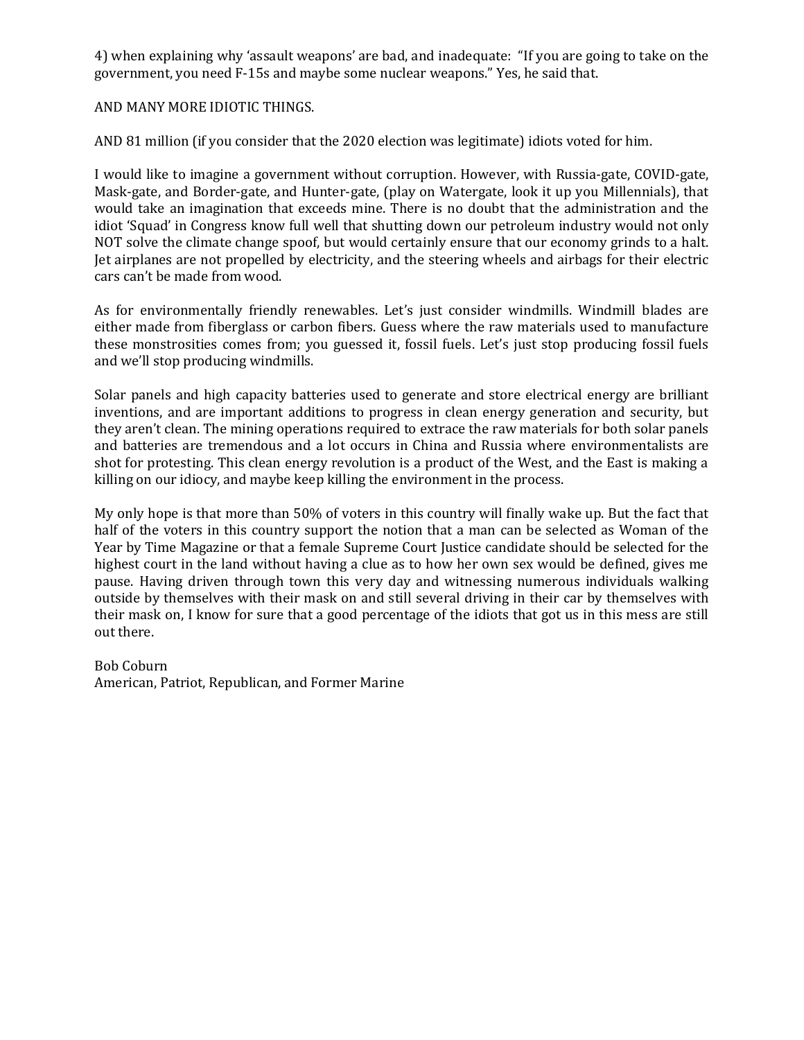4) when explaining why 'assault weapons' are bad, and inadequate: "If you are going to take on the government, you need F-15s and maybe some nuclear weapons." Yes, he said that.

AND MANY MORE IDIOTIC THINGS.

AND 81 million (if you consider that the 2020 election was legitimate) idiots voted for him.

I would like to imagine a government without corruption. However, with Russia-gate, COVID-gate, Mask-gate, and Border-gate, and Hunter-gate, (play on Watergate, look it up you Millennials), that would take an imagination that exceeds mine. There is no doubt that the administration and the idiot 'Squad' in Congress know full well that shutting down our petroleum industry would not only NOT solve the climate change spoof, but would certainly ensure that our economy grinds to a halt. Jet airplanes are not propelled by electricity, and the steering wheels and airbags for their electric cars can't be made from wood.

As for environmentally friendly renewables. Let's just consider windmills. Windmill blades are either made from fiberglass or carbon fibers. Guess where the raw materials used to manufacture these monstrosities comes from; you guessed it, fossil fuels. Let's just stop producing fossil fuels and we'll stop producing windmills.

Solar panels and high capacity batteries used to generate and store electrical energy are brilliant inventions, and are important additions to progress in clean energy generation and security, but they aren't clean. The mining operations required to extrace the raw materials for both solar panels and batteries are tremendous and a lot occurs in China and Russia where environmentalists are shot for protesting. This clean energy revolution is a product of the West, and the East is making a killing on our idiocy, and maybe keep killing the environment in the process.

My only hope is that more than 50% of voters in this country will finally wake up. But the fact that half of the voters in this country support the notion that a man can be selected as Woman of the Year by Time Magazine or that a female Supreme Court Justice candidate should be selected for the highest court in the land without having a clue as to how her own sex would be defined, gives me pause. Having driven through town this very day and witnessing numerous individuals walking outside by themselves with their mask on and still several driving in their car by themselves with their mask on, I know for sure that a good percentage of the idiots that got us in this mess are still out there.

Bob Coburn
American, Patriot, Republican, and Former Marine